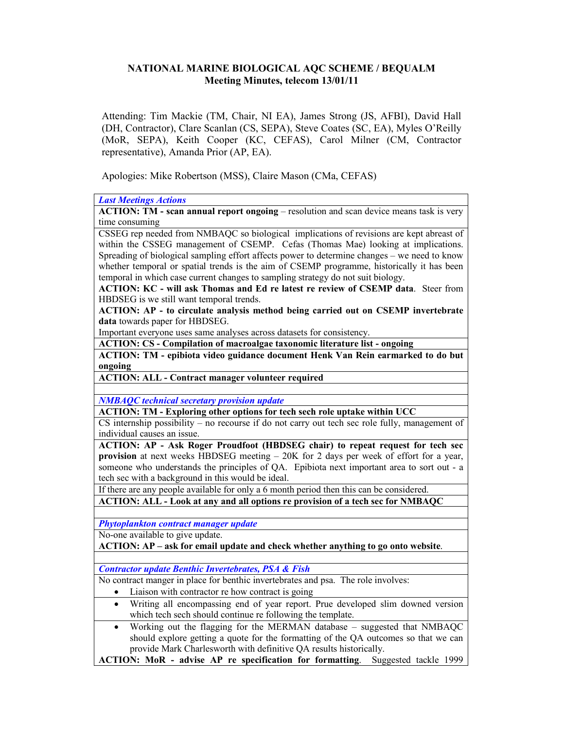**NATIONAL MARINE BIOLOGICAL AQC SCHEME / BEQUALM**
**Meeting Minutes, telecom 13/01/11**

Attending: Tim Mackie (TM, Chair, NI EA), James Strong (JS, AFBI), David Hall (DH, Contractor), Clare Scanlan (CS, SEPA), Steve Coates (SC, EA), Myles O'Reilly (MoR, SEPA), Keith Cooper (KC, CEFAS), Carol Milner (CM, Contractor representative), Amanda Prior (AP, EA).

Apologies: Mike Robertson (MSS), Claire Mason (CMa, CEFAS)

| |
|---|
| ***Last Meetings Actions*** |
| **ACTION: TM - scan annual report ongoing** – resolution and scan device means task is very time consuming |
| CSSEG rep needed from NMBAQC so biological implications of revisions are kept abreast of within the CSSEG management of CSEMP. Cefas (Thomas Mae) looking at implications. Spreading of biological sampling effort affects power to determine changes – we need to know whether temporal or spatial trends is the aim of CSEMP programme, historically it has been temporal in which case current changes to sampling strategy do not suit biology.<br>**ACTION: KC - will ask Thomas and Ed re latest re review of CSEMP data**. Steer from HBDSEG is we still want temporal trends.<br>**ACTION: AP - to circulate analysis method being carried out on CSEMP invertebrate data** towards paper for HBDSEG.<br>Important everyone uses same analyses across datasets for consistency. |
| **ACTION: CS - Compilation of macroalgae taxonomic literature list - ongoing** |
| **ACTION: TM - epibiota video guidance document Henk Van Rein earmarked to do but ongoing** |
| **ACTION: ALL - Contract manager volunteer required** |
| |
| ***NMBAQC technical secretary provision update*** |
| **ACTION: TM - Exploring other options for tech sech role uptake within UCC** |
| CS internship possibility – no recourse if do not carry out tech sec role fully, management of individual causes an issue. |
| **ACTION: AP - Ask Roger Proudfoot (HBDSEG chair) to repeat request for tech sec provision** at next weeks HBDSEG meeting – 20K for 2 days per week of effort for a year, someone who understands the principles of QA. Epibiota next important area to sort out - a tech sec with a background in this would be ideal. |
| If there are any people available for only a 6 month period then this can be considered. |
| **ACTION: ALL - Look at any and all options re provision of a tech sec for NMBAQC** |
| |
| ***Phytoplankton contract manager update*** |
| No-one available to give update.<br>**ACTION: AP – ask for email update and check whether anything to go onto website**. |
| |
| ***Contractor update Benthic Invertebrates, PSA & Fish*** |
| No contract manger in place for benthic invertebrates and psa. The role involves:<br>• Liaison with contractor re how contract is going |
| • Writing all encompassing end of year report. Prue developed slim downed version which tech sech should continue re following the template. |
| • Working out the flagging for the MERMAN database – suggested that NMBAQC should explore getting a quote for the formatting of the QA outcomes so that we can provide Mark Charlesworth with definitive QA results historically. |
| **ACTION: MoR - advise AP re specification for formatting**. Suggested tackle 1999 |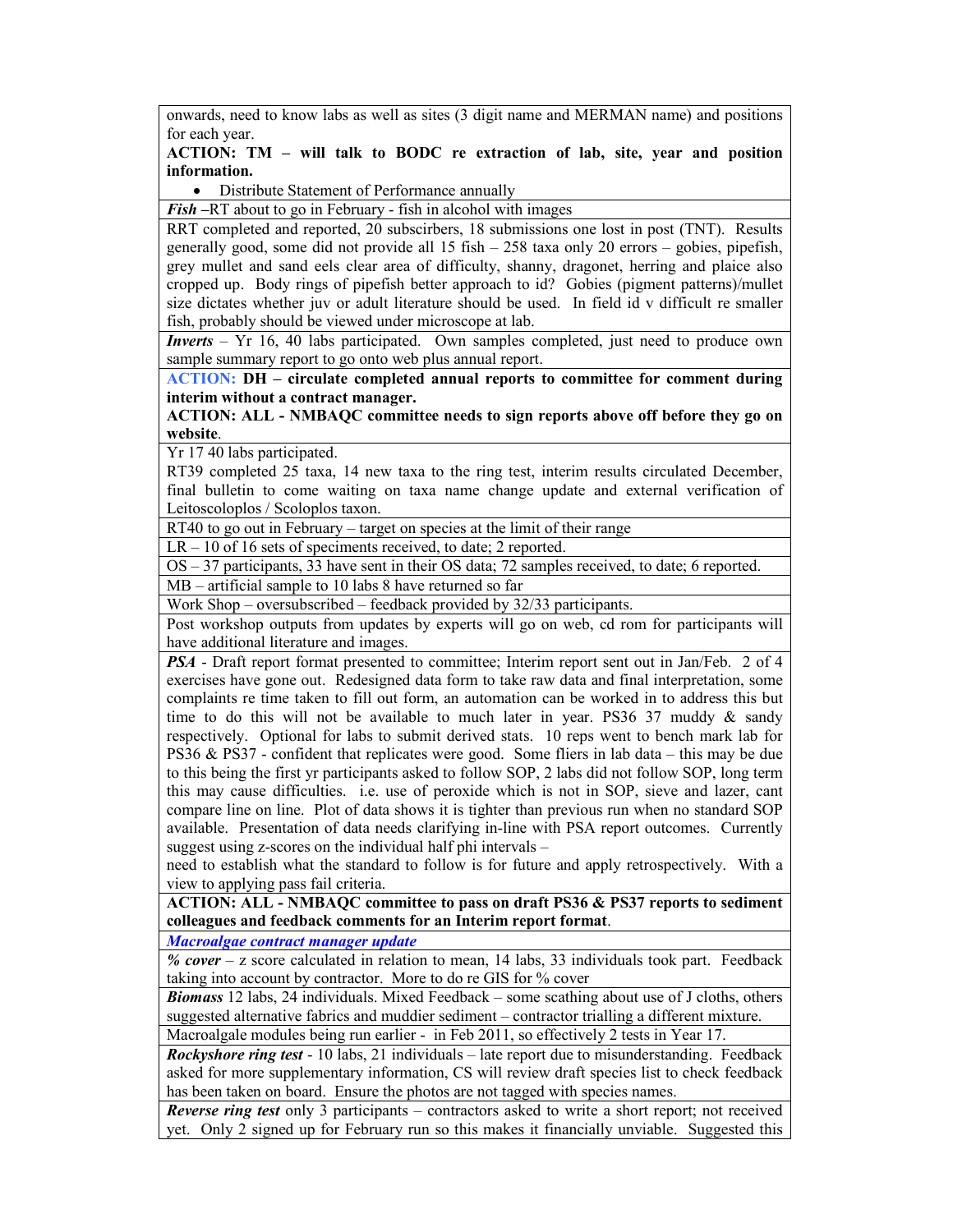onwards, need to know labs as well as sites (3 digit name and MERMAN name) and positions for each year.

**ACTION: TM – will talk to BODC re extraction of lab, site, year and position information.**

- Distribute Statement of Performance annually

***Fish*** **–**RT about to go in February - fish in alcohol with images

RRT completed and reported, 20 subscirbers, 18 submissions one lost in post (TNT). Results generally good, some did not provide all 15 fish – 258 taxa only 20 errors – gobies, pipefish, grey mullet and sand eels clear area of difficulty, shanny, dragonet, herring and plaice also cropped up. Body rings of pipefish better approach to id? Gobies (pigment patterns)/mullet size dictates whether juv or adult literature should be used. In field id v difficult re smaller fish, probably should be viewed under microscope at lab.

***Inverts*** – Yr 16, 40 labs participated. Own samples completed, just need to produce own sample summary report to go onto web plus annual report.

**ACTION: DH – circulate completed annual reports to committee for comment during interim without a contract manager.**

**ACTION: ALL - NMBAQC committee needs to sign reports above off before they go on website**.

Yr 17 40 labs participated.

RT39 completed 25 taxa, 14 new taxa to the ring test, interim results circulated December, final bulletin to come waiting on taxa name change update and external verification of Leitoscoloplos / Scoloplos taxon.

RT40 to go out in February – target on species at the limit of their range

LR – 10 of 16 sets of speciments received, to date; 2 reported.

OS – 37 participants, 33 have sent in their OS data; 72 samples received, to date; 6 reported.

MB – artificial sample to 10 labs 8 have returned so far

Work Shop – oversubscribed – feedback provided by 32/33 participants.

Post workshop outputs from updates by experts will go on web, cd rom for participants will have additional literature and images.

***PSA*** - Draft report format presented to committee; Interim report sent out in Jan/Feb. 2 of 4 exercises have gone out. Redesigned data form to take raw data and final interpretation, some complaints re time taken to fill out form, an automation can be worked in to address this but time to do this will not be available to much later in year. PS36 37 muddy & sandy respectively. Optional for labs to submit derived stats. 10 reps went to bench mark lab for PS36 & PS37 - confident that replicates were good. Some fliers in lab data – this may be due to this being the first yr participants asked to follow SOP, 2 labs did not follow SOP, long term this may cause difficulties. i.e. use of peroxide which is not in SOP, sieve and lazer, cant compare line on line. Plot of data shows it is tighter than previous run when no standard SOP available. Presentation of data needs clarifying in-line with PSA report outcomes. Currently suggest using z-scores on the individual half phi intervals –

need to establish what the standard to follow is for future and apply retrospectively. With a view to applying pass fail criteria.

**ACTION: ALL - NMBAQC committee to pass on draft PS36 & PS37 reports to sediment colleagues and feedback comments for an Interim report format**.

***Macroalgae contract manager update***

***% cover*** – z score calculated in relation to mean, 14 labs, 33 individuals took part. Feedback taking into account by contractor. More to do re GIS for % cover

***Biomass*** 12 labs, 24 individuals. Mixed Feedback – some scathing about use of J cloths, others suggested alternative fabrics and muddier sediment – contractor trialling a different mixture.

Macroalgale modules being run earlier - in Feb 2011, so effectively 2 tests in Year 17.

***Rockyshore ring test*** - 10 labs, 21 individuals – late report due to misunderstanding. Feedback asked for more supplementary information, CS will review draft species list to check feedback has been taken on board. Ensure the photos are not tagged with species names.

***Reverse ring test*** only 3 participants – contractors asked to write a short report; not received yet. Only 2 signed up for February run so this makes it financially unviable. Suggested this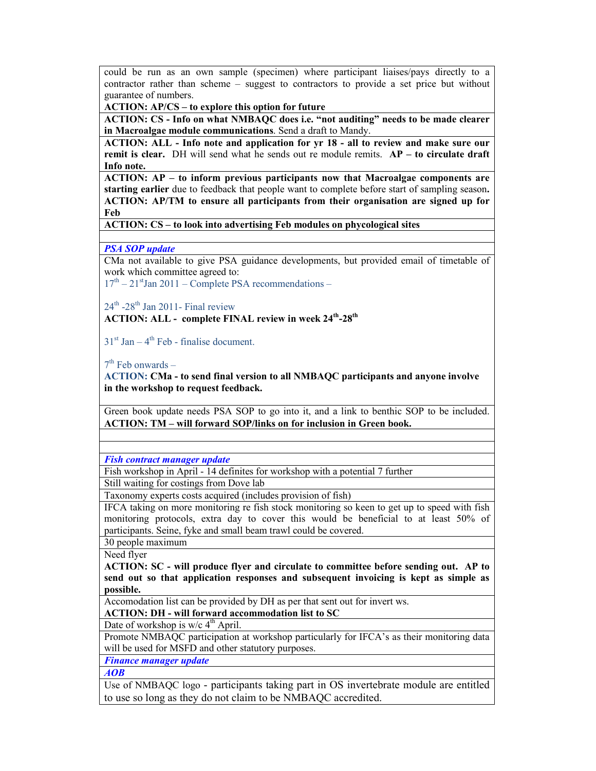could be run as an own sample (specimen) where participant liaises/pays directly to a contractor rather than scheme – suggest to contractors to provide a set price but without guarantee of numbers.

**ACTION: AP/CS – to explore this option for future**

**ACTION: CS - Info on what NMBAQC does i.e. "not auditing" needs to be made clearer in Macroalgae module communications**. Send a draft to Mandy.

**ACTION: ALL - Info note and application for yr 18 - all to review and make sure our remit is clear.** DH will send what he sends out re module remits. **AP – to circulate draft Info note.**

**ACTION: AP – to inform previous participants now that Macroalgae components are starting earlier** due to feedback that people want to complete before start of sampling season**.**

**ACTION: AP/TM to ensure all participants from their organisation are signed up for Feb**

**ACTION: CS – to look into advertising Feb modules on phycological sites**

***PSA SOP update***

CMa not available to give PSA guidance developments, but provided email of timetable of work which committee agreed to:

17th – 21st Jan 2011 – Complete PSA recommendations –

24th -28th Jan 2011- Final review

**ACTION: ALL - complete FINAL review in week 24th-28th**

31st Jan – 4th Feb - finalise document.

7th Feb onwards –

**ACTION: CMa - to send final version to all NMBAQC participants and anyone involve in the workshop to request feedback.**

Green book update needs PSA SOP to go into it, and a link to benthic SOP to be included.

**ACTION: TM – will forward SOP/links on for inclusion in Green book.**

***Fish contract manager update***

Fish workshop in April - 14 definites for workshop with a potential 7 further

Still waiting for costings from Dove lab

Taxonomy experts costs acquired (includes provision of fish)

IFCA taking on more monitoring re fish stock monitoring so keen to get up to speed with fish monitoring protocols, extra day to cover this would be beneficial to at least 50% of participants. Seine, fyke and small beam trawl could be covered.

30 people maximum

Need flyer

**ACTION: SC - will produce flyer and circulate to committee before sending out. AP to send out so that application responses and subsequent invoicing is kept as simple as possible.**

Accomodation list can be provided by DH as per that sent out for invert ws.

**ACTION: DH - will forward accommodation list to SC**

Date of workshop is w/c 4th April.

Promote NMBAQC participation at workshop particularly for IFCA's as their monitoring data will be used for MSFD and other statutory purposes.

***Finance manager update***

***AOB***

Use of NMBAQC logo - participants taking part in OS invertebrate module are entitled to use so long as they do not claim to be NMBAQC accredited.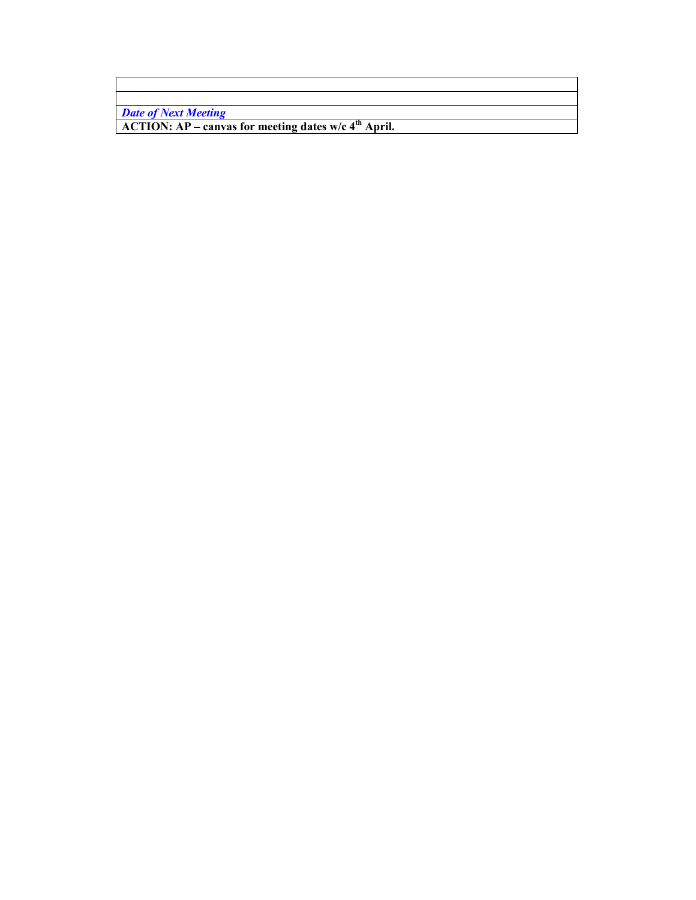| |
|---|
| |
| ***Date of Next Meeting*** |
| **ACTION: AP – canvas for meeting dates w/c 4th April.** |